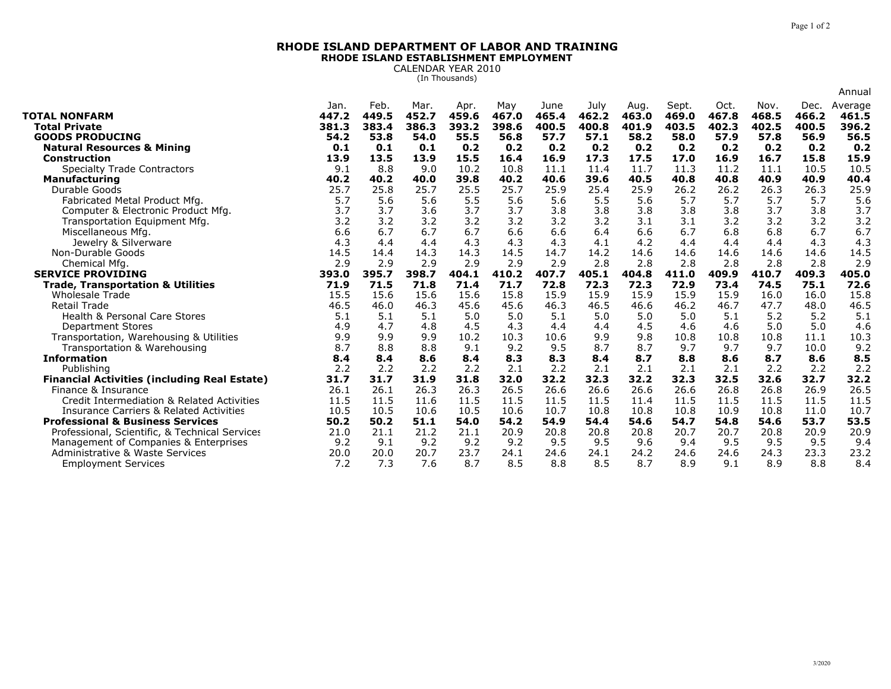# RHODE ISLAND DEPARTMENT OF LABOR AND TRAINING

## RHODE ISLAND ESTABLISHMENT EMPLOYMENT

CALENDAR YEAR 2010

(In Thousands)

| | Jan. | Feb. | Mar. | Apr. | May | June | July | Aug. | Sept. | Oct. | Nov. | Dec. | Annual Average |
|---|---|---|---|---|---|---|---|---|---|---|---|---|---|
| **TOTAL NONFARM** | **447.2** | **449.5** | **452.7** | **459.6** | **467.0** | **465.4** | **462.2** | **463.0** | **469.0** | **467.8** | **468.5** | **466.2** | **461.5** |
| **Total Private** | **381.3** | **383.4** | **386.3** | **393.2** | **398.6** | **400.5** | **400.8** | **401.9** | **403.5** | **402.3** | **402.5** | **400.5** | **396.2** |
| **GOODS PRODUCING** | **54.2** | **53.8** | **54.0** | **55.5** | **56.8** | **57.7** | **57.1** | **58.2** | **58.0** | **57.9** | **57.8** | **56.9** | **56.5** |
| **Natural Resources & Mining** | **0.1** | **0.1** | **0.1** | **0.2** | **0.2** | **0.2** | **0.2** | **0.2** | **0.2** | **0.2** | **0.2** | **0.2** | **0.2** |
| **Construction** | **13.9** | **13.5** | **13.9** | **15.5** | **16.4** | **16.9** | **17.3** | **17.5** | **17.0** | **16.9** | **16.7** | **15.8** | **15.9** |
| Specialty Trade Contractors | 9.1 | 8.8 | 9.0 | 10.2 | 10.8 | 11.1 | 11.4 | 11.7 | 11.3 | 11.2 | 11.1 | 10.5 | 10.5 |
| **Manufacturing** | **40.2** | **40.2** | **40.0** | **39.8** | **40.2** | **40.6** | **39.6** | **40.5** | **40.8** | **40.8** | **40.9** | **40.9** | **40.4** |
| Durable Goods | 25.7 | 25.8 | 25.7 | 25.5 | 25.7 | 25.9 | 25.4 | 25.9 | 26.2 | 26.2 | 26.3 | 26.3 | 25.9 |
| Fabricated Metal Product Mfg. | 5.7 | 5.6 | 5.6 | 5.5 | 5.6 | 5.6 | 5.5 | 5.6 | 5.7 | 5.7 | 5.7 | 5.7 | 5.6 |
| Computer & Electronic Product Mfg. | 3.7 | 3.7 | 3.6 | 3.7 | 3.7 | 3.8 | 3.8 | 3.8 | 3.8 | 3.8 | 3.7 | 3.8 | 3.7 |
| Transportation Equipment Mfg. | 3.2 | 3.2 | 3.2 | 3.2 | 3.2 | 3.2 | 3.2 | 3.1 | 3.1 | 3.2 | 3.2 | 3.2 | 3.2 |
| Miscellaneous Mfg. | 6.6 | 6.7 | 6.7 | 6.7 | 6.6 | 6.6 | 6.4 | 6.6 | 6.7 | 6.8 | 6.8 | 6.7 | 6.7 |
| Jewelry & Silverware | 4.3 | 4.4 | 4.4 | 4.3 | 4.3 | 4.3 | 4.1 | 4.2 | 4.4 | 4.4 | 4.4 | 4.3 | 4.3 |
| Non-Durable Goods | 14.5 | 14.4 | 14.3 | 14.3 | 14.5 | 14.7 | 14.2 | 14.6 | 14.6 | 14.6 | 14.6 | 14.6 | 14.5 |
| Chemical Mfg. | 2.9 | 2.9 | 2.9 | 2.9 | 2.9 | 2.9 | 2.8 | 2.8 | 2.8 | 2.8 | 2.8 | 2.8 | 2.9 |
| **SERVICE PROVIDING** | **393.0** | **395.7** | **398.7** | **404.1** | **410.2** | **407.7** | **405.1** | **404.8** | **411.0** | **409.9** | **410.7** | **409.3** | **405.0** |
| **Trade, Transportation & Utilities** | **71.9** | **71.5** | **71.8** | **71.4** | **71.7** | **72.8** | **72.3** | **72.3** | **72.9** | **73.4** | **74.5** | **75.1** | **72.6** |
| Wholesale Trade | 15.5 | 15.6 | 15.6 | 15.6 | 15.8 | 15.9 | 15.9 | 15.9 | 15.9 | 15.9 | 16.0 | 16.0 | 15.8 |
| Retail Trade | 46.5 | 46.0 | 46.3 | 45.6 | 45.6 | 46.3 | 46.5 | 46.6 | 46.2 | 46.7 | 47.7 | 48.0 | 46.5 |
| Health & Personal Care Stores | 5.1 | 5.1 | 5.1 | 5.0 | 5.0 | 5.1 | 5.0 | 5.0 | 5.0 | 5.1 | 5.2 | 5.2 | 5.1 |
| Department Stores | 4.9 | 4.7 | 4.8 | 4.5 | 4.3 | 4.4 | 4.4 | 4.5 | 4.6 | 4.6 | 5.0 | 5.0 | 4.6 |
| Transportation, Warehousing & Utilities | 9.9 | 9.9 | 9.9 | 10.2 | 10.3 | 10.6 | 9.9 | 9.8 | 10.8 | 10.8 | 10.8 | 11.1 | 10.3 |
| Transportation & Warehousing | 8.7 | 8.8 | 8.8 | 9.1 | 9.2 | 9.5 | 8.7 | 8.7 | 9.7 | 9.7 | 9.7 | 10.0 | 9.2 |
| **Information** | **8.4** | **8.4** | **8.6** | **8.4** | **8.3** | **8.3** | **8.4** | **8.7** | **8.8** | **8.6** | **8.7** | **8.6** | **8.5** |
| Publishing | 2.2 | 2.2 | 2.2 | 2.2 | 2.1 | 2.2 | 2.1 | 2.1 | 2.1 | 2.1 | 2.2 | 2.2 | 2.2 |
| **Financial Activities (including Real Estate)** | **31.7** | **31.7** | **31.9** | **31.8** | **32.0** | **32.2** | **32.3** | **32.2** | **32.3** | **32.5** | **32.6** | **32.7** | **32.2** |
| Finance & Insurance | 26.1 | 26.1 | 26.3 | 26.3 | 26.5 | 26.6 | 26.6 | 26.6 | 26.6 | 26.8 | 26.8 | 26.9 | 26.5 |
| Credit Intermediation & Related Activities | 11.5 | 11.5 | 11.6 | 11.5 | 11.5 | 11.5 | 11.5 | 11.4 | 11.5 | 11.5 | 11.5 | 11.5 | 11.5 |
| Insurance Carriers & Related Activities | 10.5 | 10.5 | 10.6 | 10.5 | 10.6 | 10.7 | 10.8 | 10.8 | 10.8 | 10.9 | 10.8 | 11.0 | 10.7 |
| **Professional & Business Services** | **50.2** | **50.2** | **51.1** | **54.0** | **54.2** | **54.9** | **54.4** | **54.6** | **54.7** | **54.8** | **54.6** | **53.7** | **53.5** |
| Professional, Scientific, & Technical Services | 21.0 | 21.1 | 21.2 | 21.1 | 20.9 | 20.8 | 20.8 | 20.8 | 20.7 | 20.7 | 20.8 | 20.9 | 20.9 |
| Management of Companies & Enterprises | 9.2 | 9.1 | 9.2 | 9.2 | 9.2 | 9.5 | 9.5 | 9.6 | 9.4 | 9.5 | 9.5 | 9.5 | 9.4 |
| Administrative & Waste Services | 20.0 | 20.0 | 20.7 | 23.7 | 24.1 | 24.6 | 24.1 | 24.2 | 24.6 | 24.6 | 24.3 | 23.3 | 23.2 |
| Employment Services | 7.2 | 7.3 | 7.6 | 8.7 | 8.5 | 8.8 | 8.5 | 8.7 | 8.9 | 9.1 | 8.9 | 8.8 | 8.4 |

3/2020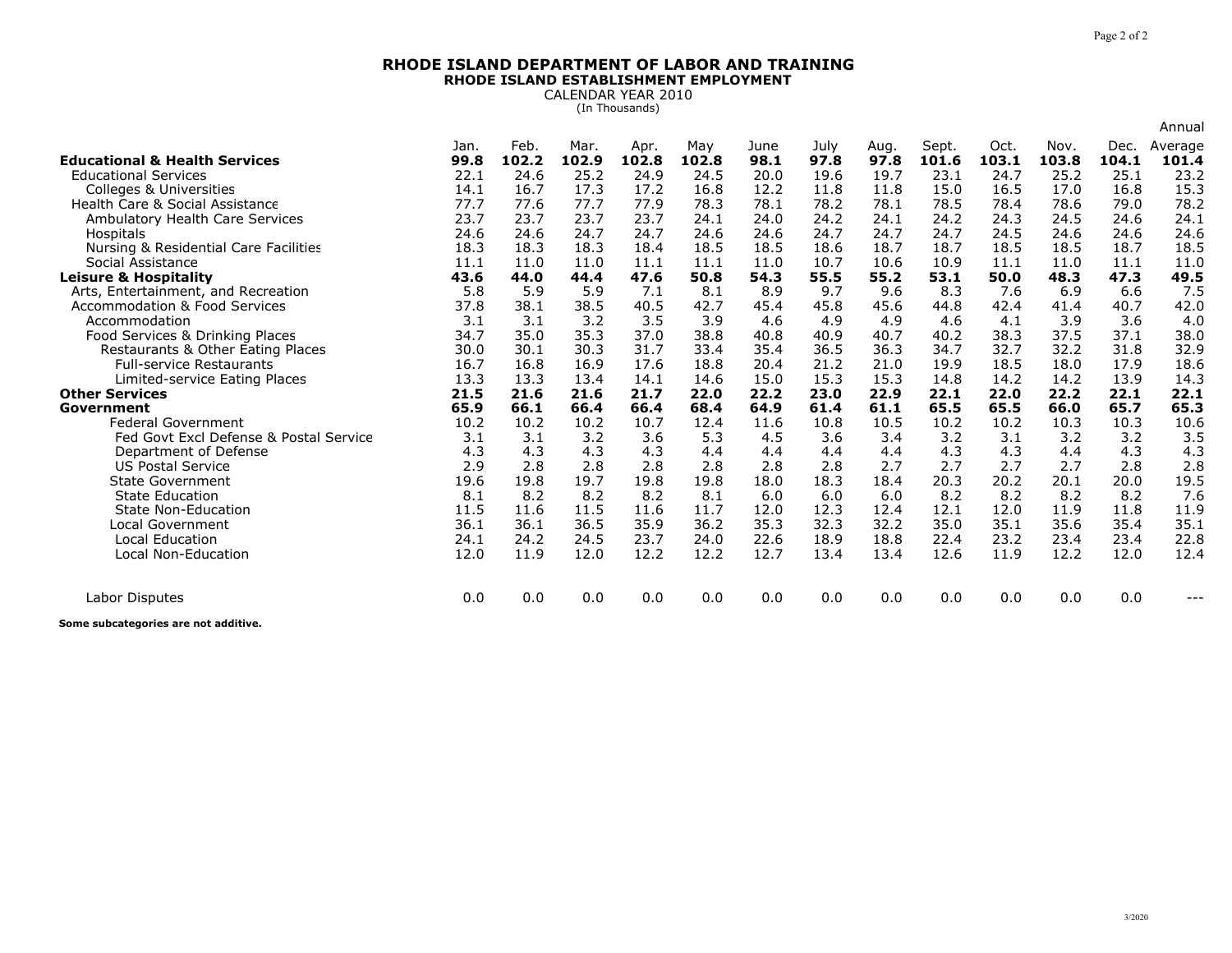**RHODE ISLAND DEPARTMENT OF LABOR AND TRAINING**
**RHODE ISLAND ESTABLISHMENT EMPLOYMENT**
CALENDAR YEAR 2010
(In Thousands)

| | Jan. | Feb. | Mar. | Apr. | May | June | July | Aug. | Sept. | Oct. | Nov. | Dec. | Annual Average |
|---|---|---|---|---|---|---|---|---|---|---|---|---|---|
| **Educational & Health Services** | **99.8** | **102.2** | **102.9** | **102.8** | **102.8** | **98.1** | **97.8** | **97.8** | **101.6** | **103.1** | **103.8** | **104.1** | **101.4** |
| Educational Services | 22.1 | 24.6 | 25.2 | 24.9 | 24.5 | 20.0 | 19.6 | 19.7 | 23.1 | 24.7 | 25.2 | 25.1 | 23.2 |
| Colleges & Universities | 14.1 | 16.7 | 17.3 | 17.2 | 16.8 | 12.2 | 11.8 | 11.8 | 15.0 | 16.5 | 17.0 | 16.8 | 15.3 |
| Health Care & Social Assistance | 77.7 | 77.6 | 77.7 | 77.9 | 78.3 | 78.1 | 78.2 | 78.1 | 78.5 | 78.4 | 78.6 | 79.0 | 78.2 |
| Ambulatory Health Care Services | 23.7 | 23.7 | 23.7 | 23.7 | 24.1 | 24.0 | 24.2 | 24.1 | 24.2 | 24.3 | 24.5 | 24.6 | 24.1 |
| Hospitals | 24.6 | 24.6 | 24.7 | 24.7 | 24.6 | 24.6 | 24.7 | 24.7 | 24.7 | 24.5 | 24.6 | 24.6 | 24.6 |
| Nursing & Residential Care Facilities | 18.3 | 18.3 | 18.3 | 18.4 | 18.5 | 18.5 | 18.6 | 18.7 | 18.7 | 18.5 | 18.5 | 18.7 | 18.5 |
| Social Assistance | 11.1 | 11.0 | 11.0 | 11.1 | 11.1 | 11.0 | 10.7 | 10.6 | 10.9 | 11.1 | 11.0 | 11.1 | 11.0 |
| **Leisure & Hospitality** | **43.6** | **44.0** | **44.4** | **47.6** | **50.8** | **54.3** | **55.5** | **55.2** | **53.1** | **50.0** | **48.3** | **47.3** | **49.5** |
| Arts, Entertainment, and Recreation | 5.8 | 5.9 | 5.9 | 7.1 | 8.1 | 8.9 | 9.7 | 9.6 | 8.3 | 7.6 | 6.9 | 6.6 | 7.5 |
| Accommodation & Food Services | 37.8 | 38.1 | 38.5 | 40.5 | 42.7 | 45.4 | 45.8 | 45.6 | 44.8 | 42.4 | 41.4 | 40.7 | 42.0 |
| Accommodation | 3.1 | 3.1 | 3.2 | 3.5 | 3.9 | 4.6 | 4.9 | 4.9 | 4.6 | 4.1 | 3.9 | 3.6 | 4.0 |
| Food Services & Drinking Places | 34.7 | 35.0 | 35.3 | 37.0 | 38.8 | 40.8 | 40.9 | 40.7 | 40.2 | 38.3 | 37.5 | 37.1 | 38.0 |
| Restaurants & Other Eating Places | 30.0 | 30.1 | 30.3 | 31.7 | 33.4 | 35.4 | 36.5 | 36.3 | 34.7 | 32.7 | 32.2 | 31.8 | 32.9 |
| Full-service Restaurants | 16.7 | 16.8 | 16.9 | 17.6 | 18.8 | 20.4 | 21.2 | 21.0 | 19.9 | 18.5 | 18.0 | 17.9 | 18.6 |
| Limited-service Eating Places | 13.3 | 13.3 | 13.4 | 14.1 | 14.6 | 15.0 | 15.3 | 15.3 | 14.8 | 14.2 | 14.2 | 13.9 | 14.3 |
| **Other Services** | **21.5** | **21.6** | **21.6** | **21.7** | **22.0** | **22.2** | **23.0** | **22.9** | **22.1** | **22.0** | **22.2** | **22.1** | **22.1** |
| **Government** | **65.9** | **66.1** | **66.4** | **66.4** | **68.4** | **64.9** | **61.4** | **61.1** | **65.5** | **65.5** | **66.0** | **65.7** | **65.3** |
| Federal Government | 10.2 | 10.2 | 10.2 | 10.7 | 12.4 | 11.6 | 10.8 | 10.5 | 10.2 | 10.2 | 10.3 | 10.3 | 10.6 |
| Fed Govt Excl Defense & Postal Service | 3.1 | 3.1 | 3.2 | 3.6 | 5.3 | 4.5 | 3.6 | 3.4 | 3.2 | 3.1 | 3.2 | 3.2 | 3.5 |
| Department of Defense | 4.3 | 4.3 | 4.3 | 4.3 | 4.4 | 4.4 | 4.4 | 4.4 | 4.3 | 4.3 | 4.4 | 4.3 | 4.3 |
| US Postal Service | 2.9 | 2.8 | 2.8 | 2.8 | 2.8 | 2.8 | 2.8 | 2.7 | 2.7 | 2.7 | 2.7 | 2.8 | 2.8 |
| State Government | 19.6 | 19.8 | 19.7 | 19.8 | 19.8 | 18.0 | 18.3 | 18.4 | 20.3 | 20.2 | 20.1 | 20.0 | 19.5 |
| State Education | 8.1 | 8.2 | 8.2 | 8.2 | 8.1 | 6.0 | 6.0 | 6.0 | 8.2 | 8.2 | 8.2 | 8.2 | 7.6 |
| State Non-Education | 11.5 | 11.6 | 11.5 | 11.6 | 11.7 | 12.0 | 12.3 | 12.4 | 12.1 | 12.0 | 11.9 | 11.8 | 11.9 |
| Local Government | 36.1 | 36.1 | 36.5 | 35.9 | 36.2 | 35.3 | 32.3 | 32.2 | 35.0 | 35.1 | 35.6 | 35.4 | 35.1 |
| Local Education | 24.1 | 24.2 | 24.5 | 23.7 | 24.0 | 22.6 | 18.9 | 18.8 | 22.4 | 23.2 | 23.4 | 23.4 | 22.8 |
| Local Non-Education | 12.0 | 11.9 | 12.0 | 12.2 | 12.2 | 12.7 | 13.4 | 13.4 | 12.6 | 11.9 | 12.2 | 12.0 | 12.4 |
| Labor Disputes | 0.0 | 0.0 | 0.0 | 0.0 | 0.0 | 0.0 | 0.0 | 0.0 | 0.0 | 0.0 | 0.0 | 0.0 | --- |

**Some subcategories are not additive.**

3/2020